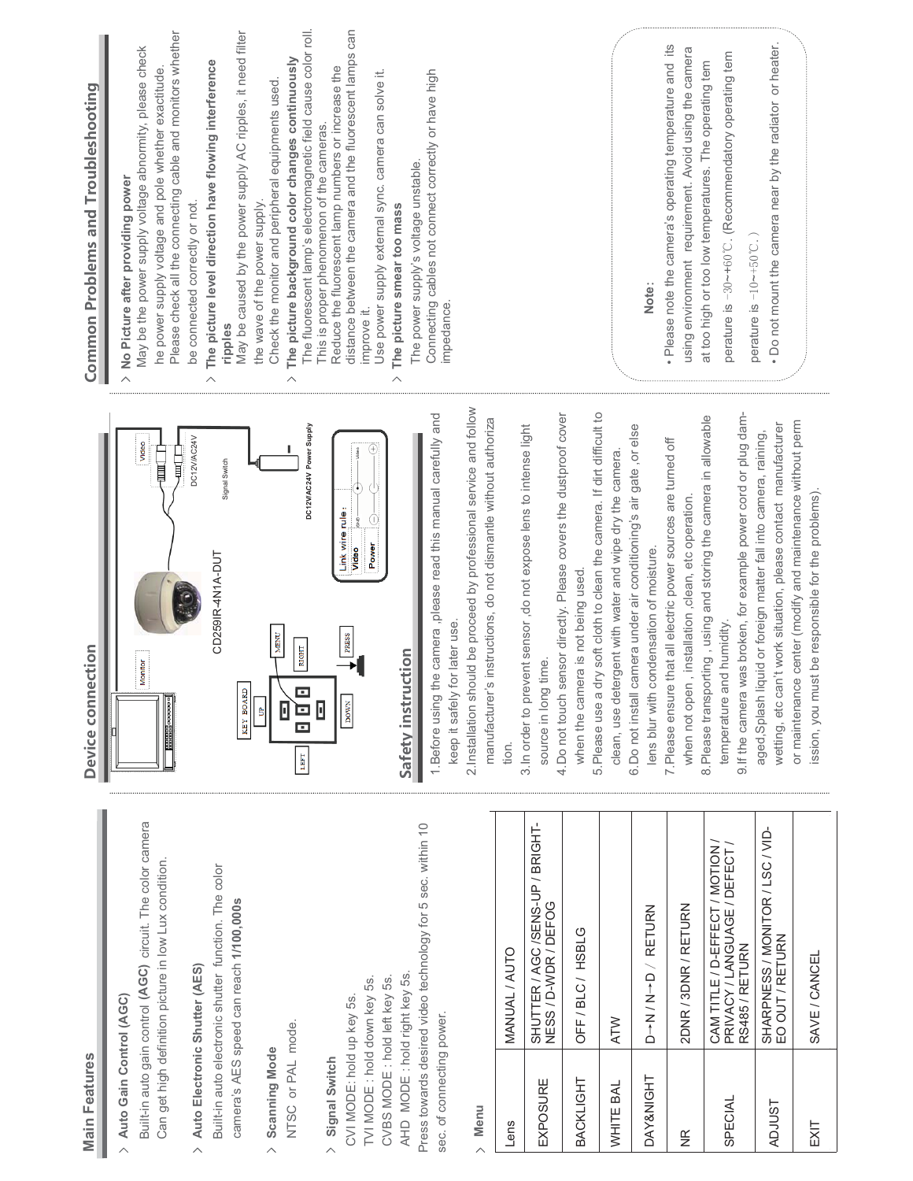## Main Features

> **Auto Gain Control (AGC)**

Built-in auto gain control **(AGC)** circuit. The color camera Can get high definition picture in low Lux condition.

> **Auto Electronic Shutter (AES)**

Built-in auto electronic shutter function. The color camera's AES speed can reach **1/100,000s**

> **Scanning Mode**

NTSC or PAL mode.

> **Signal Switch**

CVI MODE: hold up key 5s.
TVI MODE : hold down key 5s.
CVBS MODE : hold left key 5s.
AHD MODE : hold right key 5s.
Press towards desired video technology for 5 sec. within 10 sec. of connecting power.

> **Menu**

| Lens | MANUAL / AUTO |
|---|---|
| EXPOSURE | SHUTTER / AGC /SENS-UP / BRIGHTNESS / D-WDR / DEFOG |
| BACKLIGHT | OFF / BLC / HSBLG |
| WHITE BAL | ATW |
| DAY&NIGHT | D→N / N→D / RETURN |
| NR | 2DNR / 3DNR / RETURN |
| SPECIAL | CAM TITLE / D-EFFECT / MOTION / PRIVACY / LANGUAGE / DEFECT / RS485 / RETURN |
| ADJUST | SHARPNESS / MONITOR / LSC / VIDEO OUT / RETURN |
| EXIT | SAVE / CANCEL |

## Device connection

Monitor

CD259IR-4N1A-DUT

Video

DC12V/AC24V

Signal Switch

DC12V/AC24V Power Supply

KEY BOARD: UP, LEFT, MENU, RIGHT, DOWN, PRESS

Link wire rule:
Video
Power

## Safety instruction

1. Before using the camera ,please read this manual carefully and keep it safely for later use.
2. Installation should be proceed by professional service and follow manufacturer's instructions, do not dismantle without authorization.
3. In order to prevent sensor ,do not expose lens to intense light source in long time.
4. Do not touch sensor directly. Please covers the dustproof cover when the camera is not being used.
5. Please use a dry soft cloth to clean the camera. If dirt difficult to clean, use detergent with water and wipe dry the camera.
6. Do not install camera under air conditioning's air gate ,or else lens blur with condensation of moisture.
7. Please ensure that all electric power sources are turned off when not open , installation ,clean, etc operation.
8. Please transporting , using and storing the camera in allowable temperature and humidity.
9. If the camera was broken, for example power cord or plug damaged,Splash liquid or foreign matter fall into camera, raining, wetting, etc can't work situation, please contact manufacturer or maintenance center (modify and maintenance without permission, you must be responsible for the problems).

## Common Problems and Troubleshooting

> **No Picture after providing power**

May be the power supply voltage abnormity, please check he power supply voltage and pole whether exactitude.
Please check all the connecting cable and monitors whether be connected correctly or not.

> **The picture level direction have flowing interference ripples**

May be caused by the power supply AC ripples, it need filter the wave of the power supply.
Check the monitor and peripheral equipments used.

> **The picture background color changes continuously**

The fluorescent lamp's electromagnetic field cause color roll. This is proper phenomenon of the cameras.
Reduce the fluorescent lamp numbers or increase the distance between the camera and the fluorescent lamps can improve it.
Use power supply external sync. camera can solve it.

> **The picture smear too mass**

The power supply's voltage unstable.
Connecting cables not connect correctly or have high impedance.

**Note:**

- Please note the camera's operating temperature and its using environment requirement. Avoid using the camera at too high or too low temperatures. The operating temperature is -30~+60℃. (Recommendatory operating temperature is -10~+50℃.)
- Do not mount the camera near by the radiator or heater.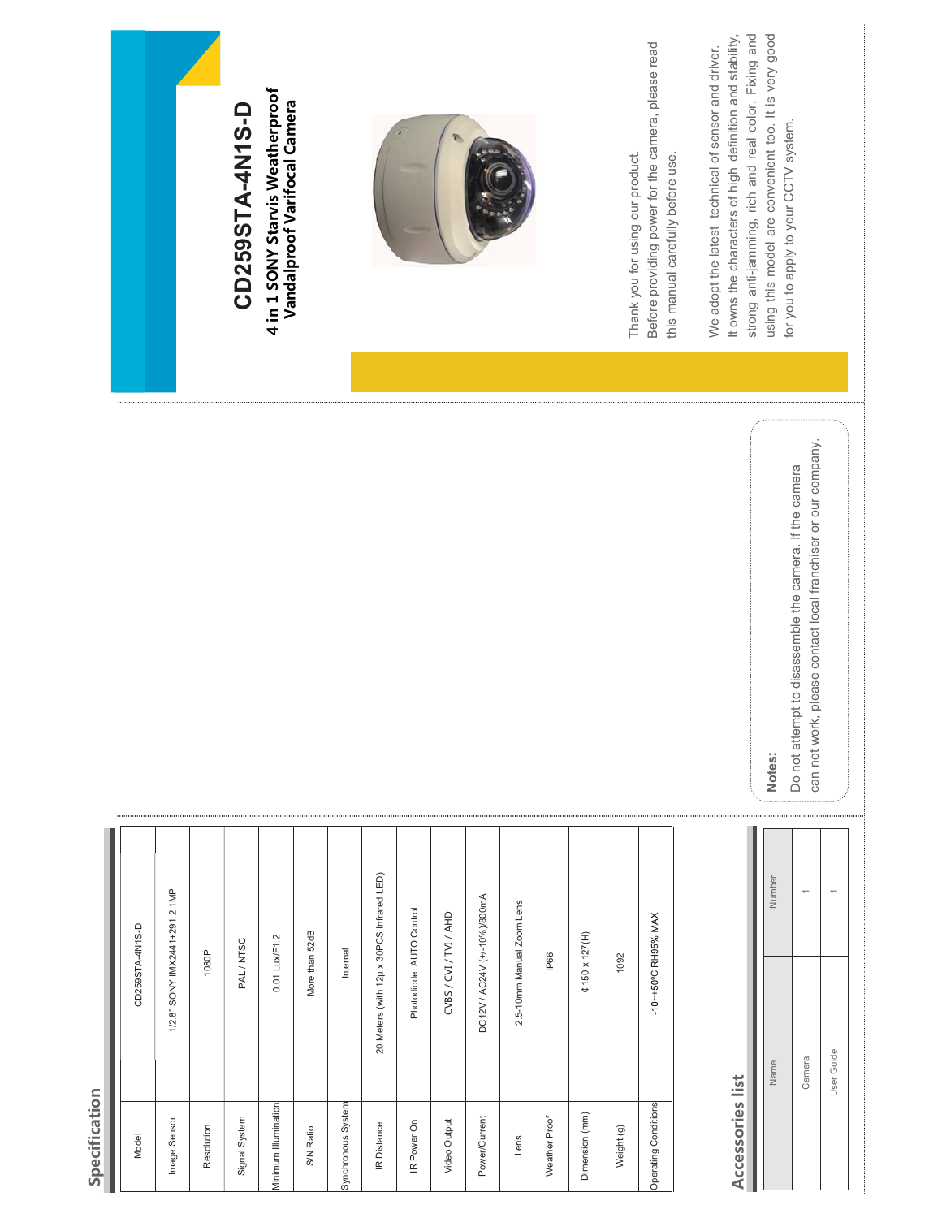# CD259STA-4N1S-D

## 4 in 1 SONY Starvis Weatherproof Vandalproof Varifocal Camera

Thank you for using our product.
Before providing power for the camera, please read this manual carefully before use.

We adopt the latest technical of sensor and driver. It owns the characters of high definition and stability, strong anti-jamming, rich and real color. Fixing and using this model are convenient too. It is very good for you to apply to your CCTV system.

**Notes:**

Do not attempt to disassemble the camera. If the camera can not work, please contact local franchiser or our company.

## Specification

| | |
|---|---|
| Model | CD259STA-4N1S-D |
| Image Sensor | 1/2.8" SONY IMX2441+291 2.1MP |
| Resolution | 1080P |
| Signal System | PAL / NTSC |
| Minimum Illumination | 0.01 Lux/F1.2 |
| S/N Ratio | More than 52dB |
| Synchronous System | Internal |
| IR Distance | 20 Meters (with 12μ x 30PCS Infrared LED) |
| IR Power On | Photodiode AUTO Control |
| Video Output | CVBS / CVI / TVI / AHD |
| Power/Current | DC12V / AC24V (+/-10%)/800mA |
| Lens | 2.5-10mm Manual Zoom Lens |
| Weather Proof | IP66 |
| Dimension (mm) | ¢ 150 x 127(H) |
| Weight (g) | 1092 |
| Operating Conditions | -10~+50°C RH95% MAX |

## Accessories list

| Name | Number |
|---|---|
| Camera | 1 |
| User Guide | 1 |